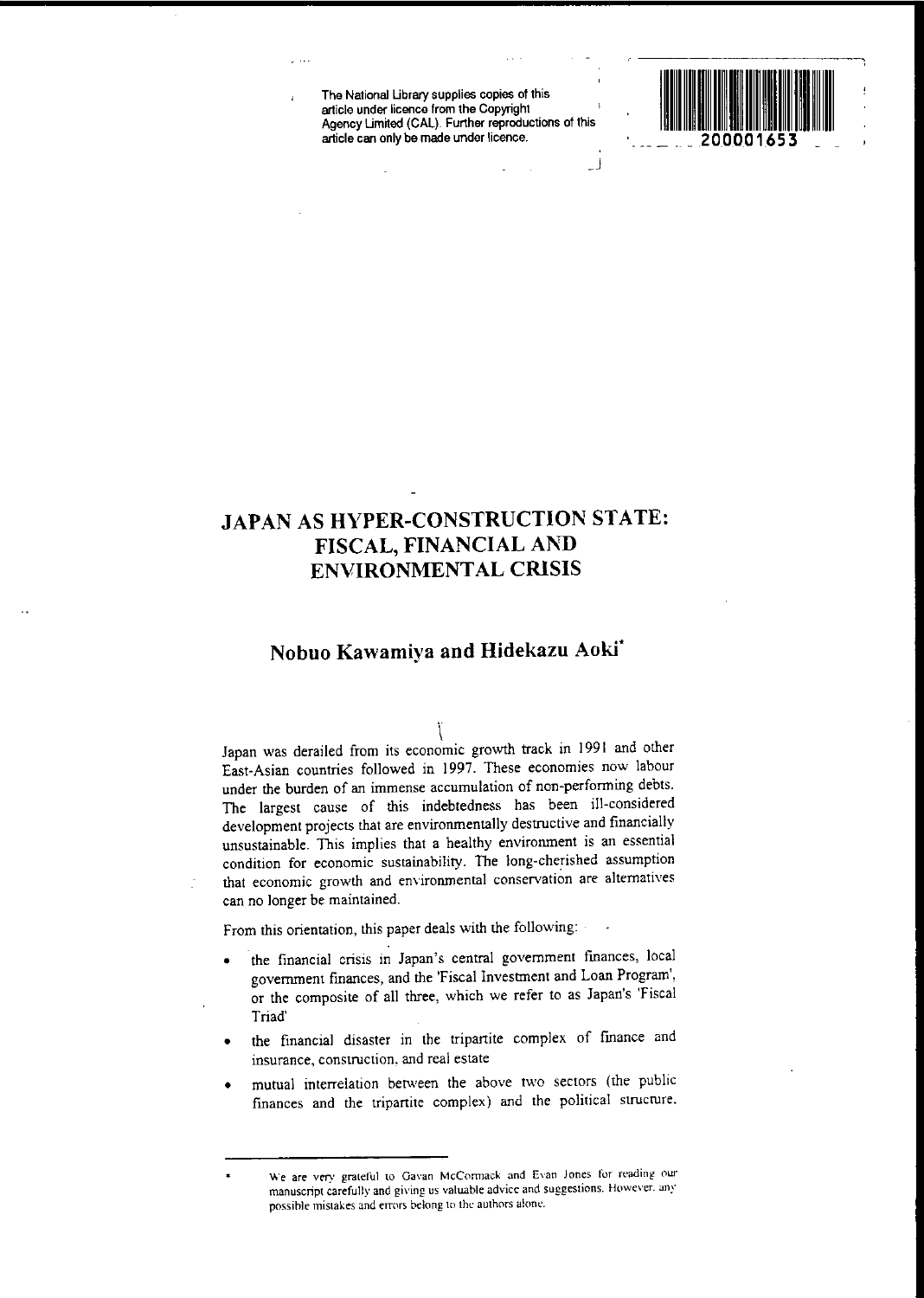The National Library supplies copies of this article under licence from the Copyright Agency Limited (CAL). Further reproductions of this article can only be made under licence.

200001653

# JAPAN AS HYPER-CONSTRUCTION STATE: FISCAL, FINANCIAL AND ENVIRONMENTAL CRISIS

## Nobuo Kawamiya and Hidekazu Aoki*

Japan was derailed from its economic growth track in 1991 and other East-Asian countries followed in 1997. These economies now labour under the burden of an immense accumulation of non-performing debts. The largest cause of this indebtedness has been ill-considered development projects that are environmentally destructive and financially unsustainable. This implies that a healthy environment is an essential condition for economic sustainability. The long-cherished assumption that economic growth and environmental conservation are alternatives can no longer be maintained.

From this orientation, this paper deals with the following:

- the financial crisis in Japan's central government finances, local government finances, and the 'Fiscal Investment and Loan Program', or the composite of all three, which we refer to as Japan's 'Fiscal Triad'
- the financial disaster in the tripartite complex of finance and insurance, construction, and real estate
- mutual interrelation between the above two sectors (the public finances and the tripartite complex) and the political structure.

---

* We are very grateful to Gavan McCormack and Evan Jones for reading our manuscript carefully and giving us valuable advice and suggestions. However, any possible mistakes and errors belong to the authors alone.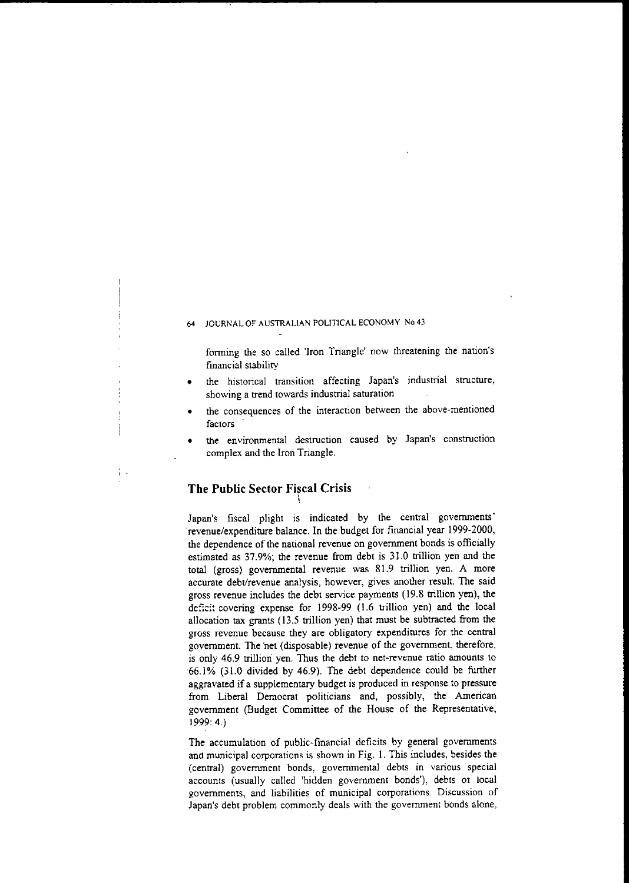forming the so called 'Iron Triangle' now threatening the nation's financial stability

- the historical transition affecting Japan's industrial structure, showing a trend towards industrial saturation
- the consequences of the interaction between the above-mentioned factors
- the environmental destruction caused by Japan's construction complex and the Iron Triangle.

## The Public Sector Fiscal Crisis

Japan's fiscal plight is indicated by the central governments' revenue/expenditure balance. In the budget for financial year 1999-2000, the dependence of the national revenue on government bonds is officially estimated as 37.9%; the revenue from debt is 31.0 trillion yen and the total (gross) governmental revenue was 81.9 trillion yen. A more accurate debt/revenue analysis, however, gives another result. The said gross revenue includes the debt service payments (19.8 trillion yen), the deficit covering expense for 1998-99 (1.6 trillion yen) and the local allocation tax grants (13.5 trillion yen) that must be subtracted from the gross revenue because they are obligatory expenditures for the central government. The net (disposable) revenue of the government, therefore, is only 46.9 trillion yen. Thus the debt to net-revenue ratio amounts to 66.1% (31.0 divided by 46.9). The debt dependence could be further aggravated if a supplementary budget is produced in response to pressure from Liberal Democrat politicians and, possibly, the American government (Budget Committee of the House of the Representative, 1999: 4.)

The accumulation of public-financial deficits by general governments and municipal corporations is shown in Fig. 1. This includes, besides the (central) government bonds, governmental debts in various special accounts (usually called 'hidden government bonds'), debts of local governments, and liabilities of municipal corporations. Discussion of Japan's debt problem commonly deals with the government bonds alone,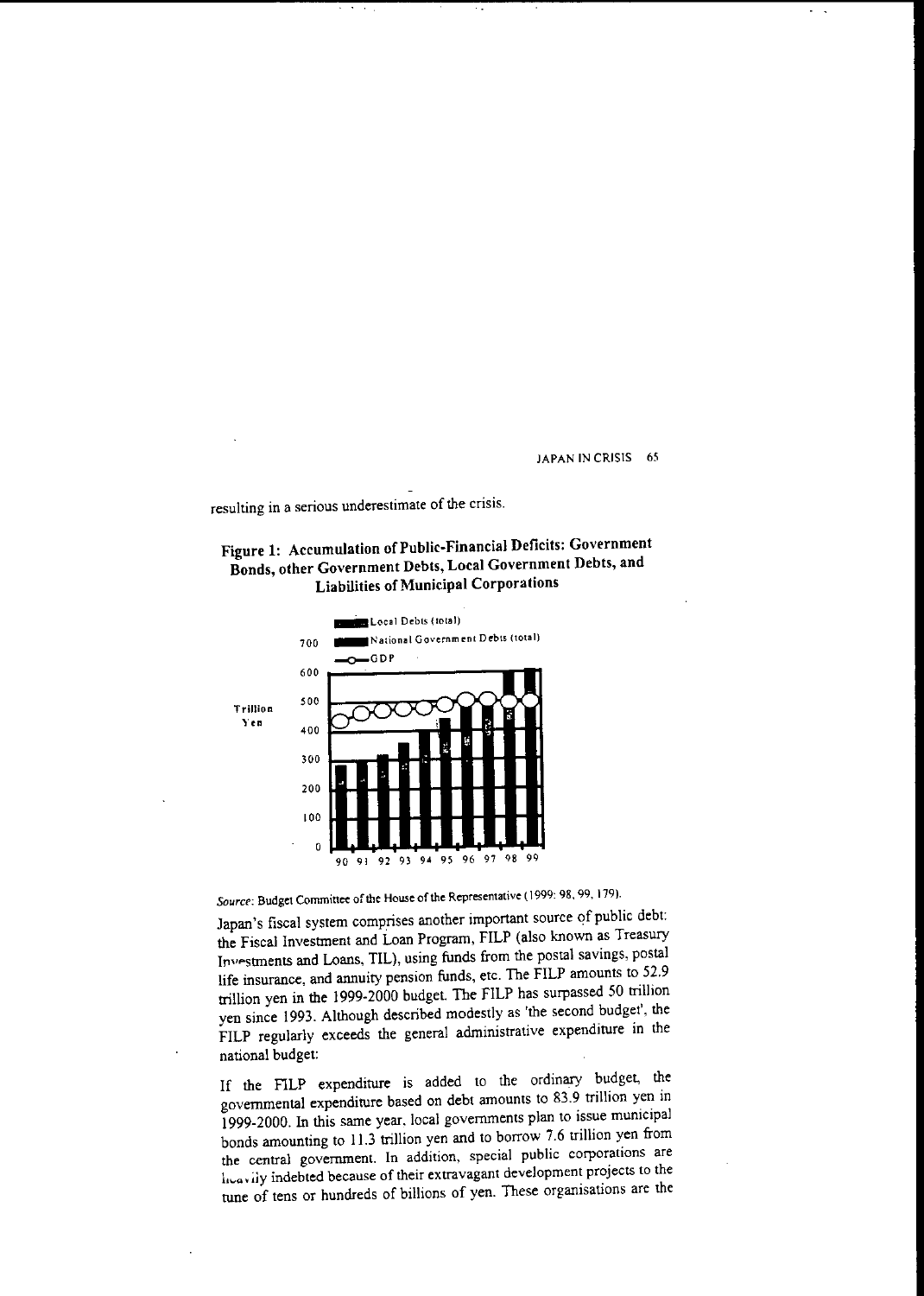resulting in a serious underestimate of the crisis.

**Figure 1: Accumulation of Public-Financial Deficits: Government Bonds, other Government Debts, Local Government Debts, and Liabilities of Municipal Corporations**

*Source*: Budget Committee of the House of the Representative (1999: 98, 99, 179).

Japan's fiscal system comprises another important source of public debt: the Fiscal Investment and Loan Program, FILP (also known as Treasury Investments and Loans, TIL), using funds from the postal savings, postal life insurance, and annuity pension funds, etc. The FILP amounts to 52.9 trillion yen in the 1999-2000 budget. The FILP has surpassed 50 trillion yen since 1993. Although described modestly as 'the second budget', the FILP regularly exceeds the general administrative expenditure in the national budget:

If the FILP expenditure is added to the ordinary budget, the governmental expenditure based on debt amounts to 83.9 trillion yen in 1999-2000. In this same year, local governments plan to issue municipal bonds amounting to 11.3 trillion yen and to borrow 7.6 trillion yen from the central government. In addition, special public corporations are heavily indebted because of their extravagant development projects to the tune of tens or hundreds of billions of yen. These organisations are the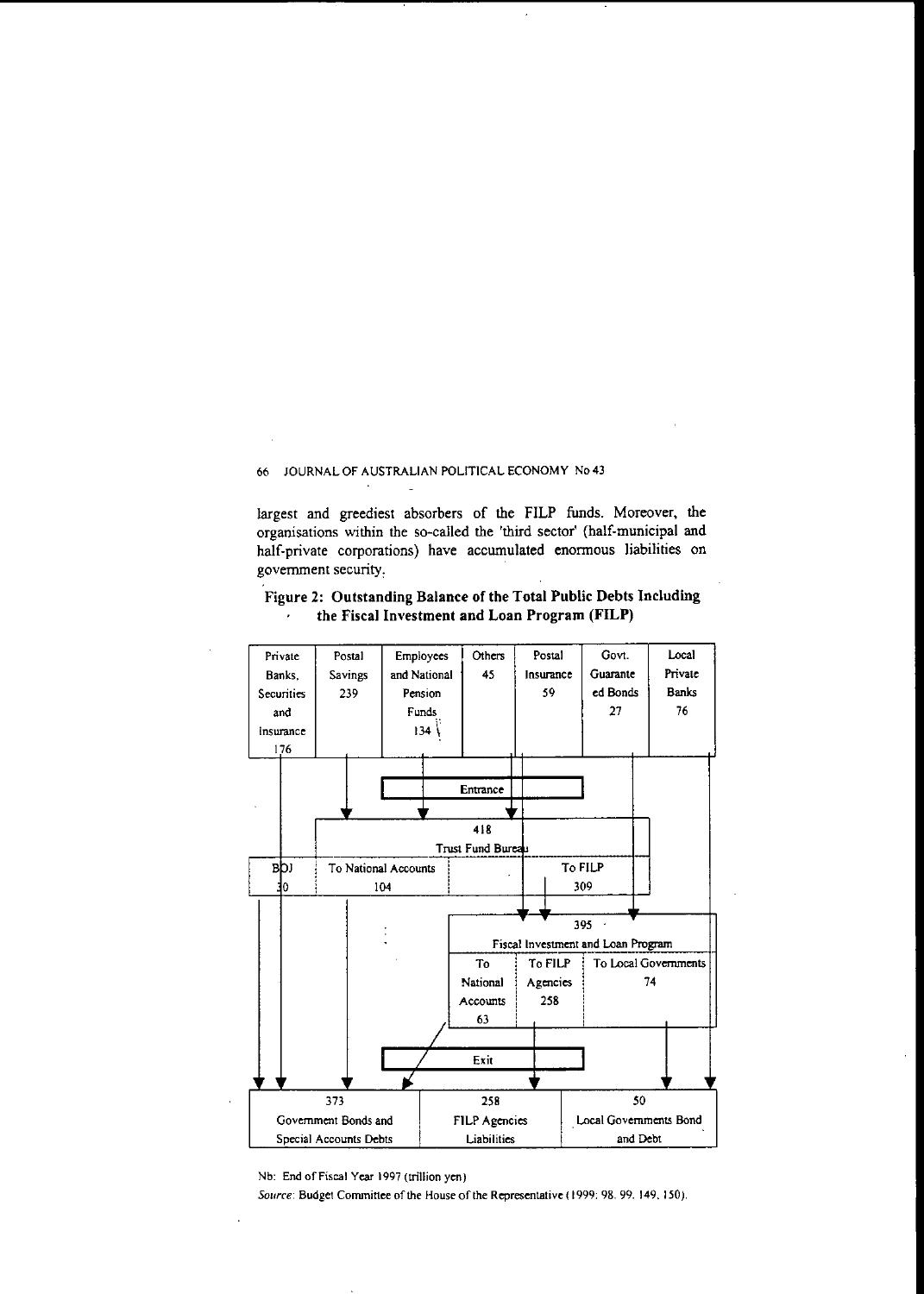largest and greediest absorbers of the FILP funds. Moreover, the organisations within the so-called the 'third sector' (half-municipal and half-private corporations) have accumulated enormous liabilities on government security.

**Figure 2: Outstanding Balance of the Total Public Debts Including the Fiscal Investment and Loan Program (FILP)**

| Private Banks, Securities and Insurance 176 | Postal Savings 239 | Employees and National Pension Funds 134 | Others 45 | Postal Insurance 59 | Govt. Guaranteed Bonds 27 | Local Private Banks 76 |
|---|---|---|---|---|---|---|

Entrance

418
Trust Fund Bureau

| BOJ 30 | To National Accounts 104 | To FILP 309 |
|---|---|---|

395
Fiscal Investment and Loan Program

| To National Accounts 63 | To FILP Agencies 258 | To Local Governments 74 |
|---|---|---|

Exit

| 373 Government Bonds and Special Accounts Debts | 258 FILP Agencies Liabilities | 50 Local Governments Bond and Debt |
|---|---|---|

Nb: End of Fiscal Year 1997 (trillion yen)

*Source*: Budget Committee of the House of the Representative (1999: 98. 99. 149. 150).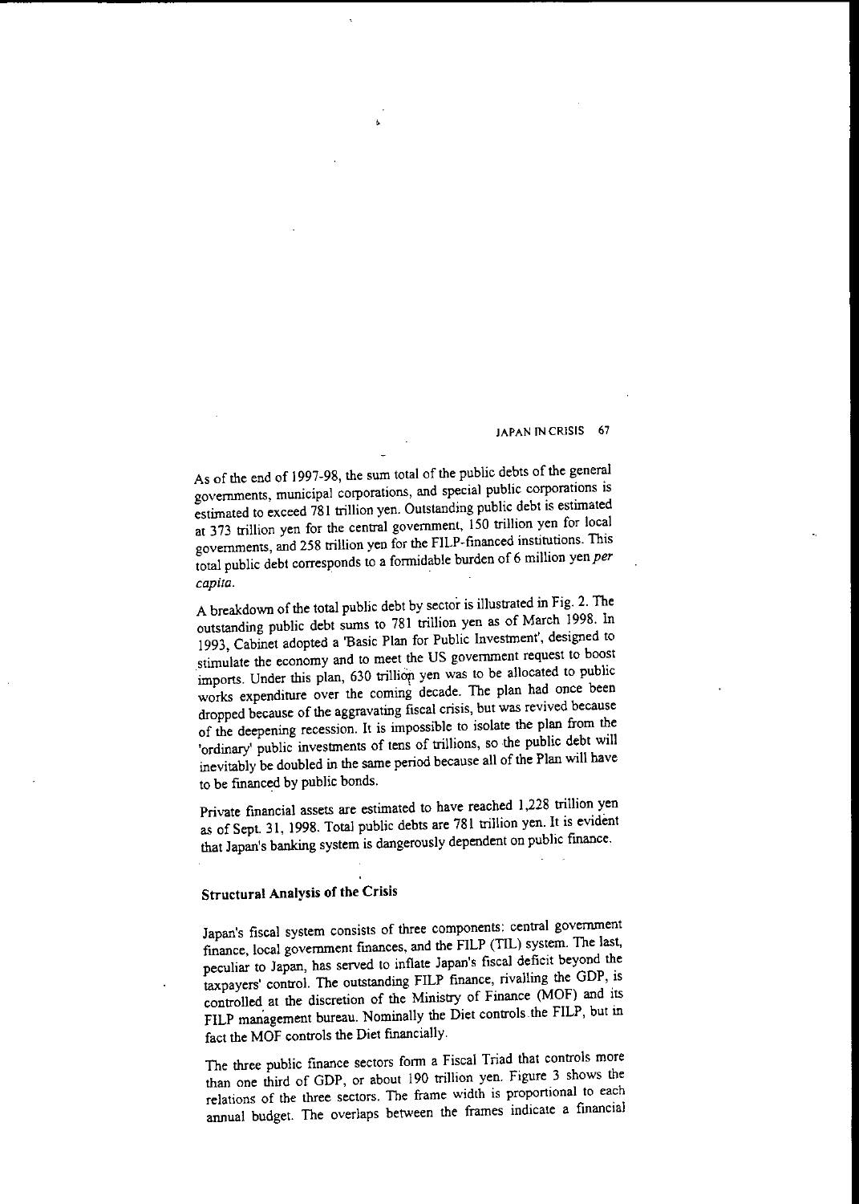As of the end of 1997-98, the sum total of the public debts of the general governments, municipal corporations, and special public corporations is estimated to exceed 781 trillion yen. Outstanding public debt is estimated at 373 trillion yen for the central government, 150 trillion yen for local governments, and 258 trillion yen for the FILP-financed institutions. This total public debt corresponds to a formidable burden of 6 million yen *per capita*.

A breakdown of the total public debt by sector is illustrated in Fig. 2. The outstanding public debt sums to 781 trillion yen as of March 1998. In 1993, Cabinet adopted a 'Basic Plan for Public Investment', designed to stimulate the economy and to meet the US government request to boost imports. Under this plan, 630 trillion yen was to be allocated to public works expenditure over the coming decade. The plan had once been dropped because of the aggravating fiscal crisis, but was revived because of the deepening recession. It is impossible to isolate the plan from the 'ordinary' public investments of tens of trillions, so the public debt will inevitably be doubled in the same period because all of the Plan will have to be financed by public bonds.

Private financial assets are estimated to have reached 1,228 trillion yen as of Sept. 31, 1998. Total public debts are 781 trillion yen. It is evident that Japan's banking system is dangerously dependent on public finance.

## Structural Analysis of the Crisis

Japan's fiscal system consists of three components: central government finance, local government finances, and the FILP (TIL) system. The last, peculiar to Japan, has served to inflate Japan's fiscal deficit beyond the taxpayers' control. The outstanding FILP finance, rivalling the GDP, is controlled at the discretion of the Ministry of Finance (MOF) and its FILP management bureau. Nominally the Diet controls the FILP, but in fact the MOF controls the Diet financially.

The three public finance sectors form a Fiscal Triad that controls more than one third of GDP, or about 190 trillion yen. Figure 3 shows the relations of the three sectors. The frame width is proportional to each annual budget. The overlaps between the frames indicate a financial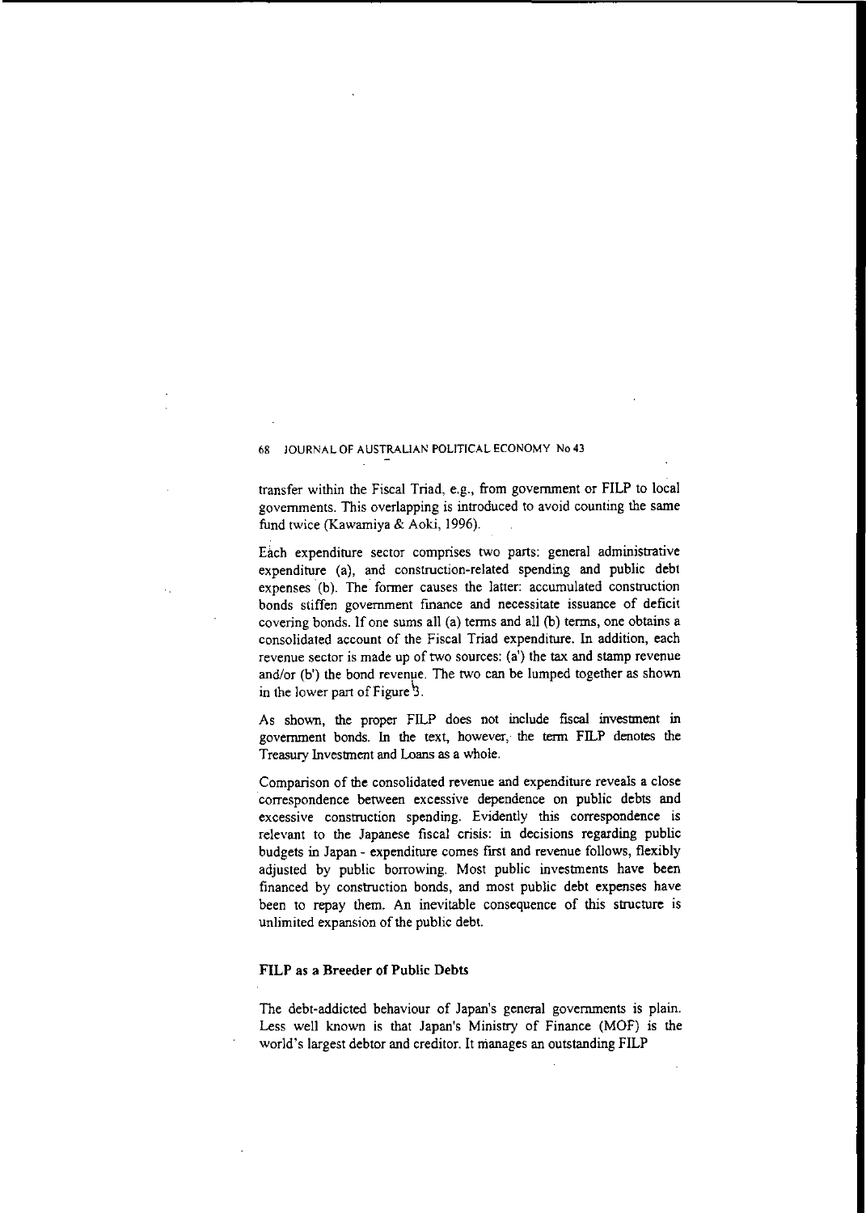transfer within the Fiscal Triad, e.g., from government or FILP to local governments. This overlapping is introduced to avoid counting the same fund twice (Kawamiya & Aoki, 1996).

Each expenditure sector comprises two parts: general administrative expenditure (a), and construction-related spending and public debt expenses (b). The former causes the latter: accumulated construction bonds stiffen government finance and necessitate issuance of deficit covering bonds. If one sums all (a) terms and all (b) terms, one obtains a consolidated account of the Fiscal Triad expenditure. In addition, each revenue sector is made up of two sources: (a') the tax and stamp revenue and/or (b') the bond revenue. The two can be lumped together as shown in the lower part of Figure 3.

As shown, the proper FILP does not include fiscal investment in government bonds. In the text, however, the term FILP denotes the Treasury Investment and Loans as a whole.

Comparison of the consolidated revenue and expenditure reveals a close correspondence between excessive dependence on public debts and excessive construction spending. Evidently this correspondence is relevant to the Japanese fiscal crisis: in decisions regarding public budgets in Japan - expenditure comes first and revenue follows, flexibly adjusted by public borrowing. Most public investments have been financed by construction bonds, and most public debt expenses have been to repay them. An inevitable consequence of this structure is unlimited expansion of the public debt.

## FILP as a Breeder of Public Debts

The debt-addicted behaviour of Japan's general governments is plain. Less well known is that Japan's Ministry of Finance (MOF) is the world's largest debtor and creditor. It manages an outstanding FILP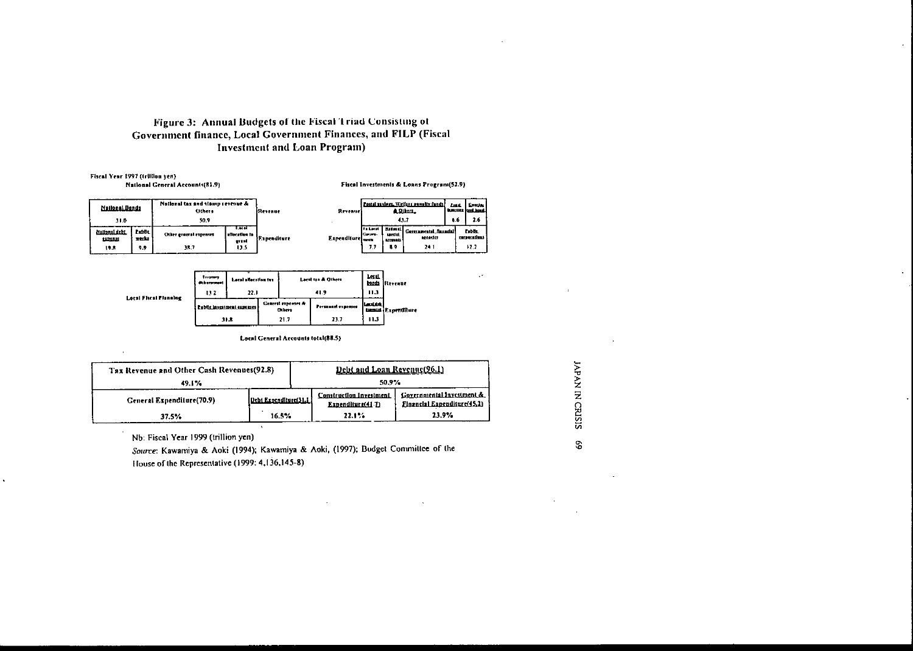# Figure 3: Annual Budgets of the Fiscal Triad Consisting of Government finance, Local Government Finances, and FILP (Fiscal Investment and Loan Program)

Fiscal Year 1997 (trillion yen)

**National General Accounts(81.9)**

| National Bonds | | National tax and stamp revenue & Others | | Revenue |
|---|---|---|---|---|
| 31.0 | | 50.9 | | |
| National debt expenses | Public works | Other general expenses | Local allocation to grant | Expenditure |
| 19.8 | 9.9 | 38.7 | 13.5 | |

**Fiscal Investments & Loans Program(52.9)**

| Revenue | Postal savings, Welfare annuity funds & Others | | | Postal insurance | Government bond |
|---|---|---|---|---|---|
| | 43.7 | | | 6.6 | 2.6 |
| Expenditure | To Local Governments | National special accounts | Governmental financial agencies | Public corporations | |
| | 7.7 | 8.9 | 24.1 | 12.2 | |

**Local Fiscal Planning**

| Treasury disbursement | Local allocation tax | Local tax & Others | | Local bonds | Revenue |
|---|---|---|---|---|---|
| 13.2 | 22.1 | 41.9 | | 11.3 | |
| Public investment expenses | | General expenses & Others | Personnel expenses | Local debt expenses | Expenditure |
| 31.8 | | 21.7 | 23.7 | 11.3 | |

Local General Accounts total(88.5)

| Tax Revenue and Other Cash Revenues(92.8) | | Debt and Loan Revenue(96.1) | |
|---|---|---|---|
| 49.1% | | 50.9% | |
| General Expenditure(70.9) | Debt Expenditure(31.1) | Construction Investment Expenditure(41.7) | Governmental Investment & Financial Expenditure(45.2) |
| 37.5% | 16.5% | 22.1% | 23.9% |

Nb: Fiscal Year 1999 (trillion yen)

*Source*: Kawamiya & Aoki (1994); Kawamiya & Aoki, (1997); Budget Committee of the House of the Representative (1999: 4,136,145-8)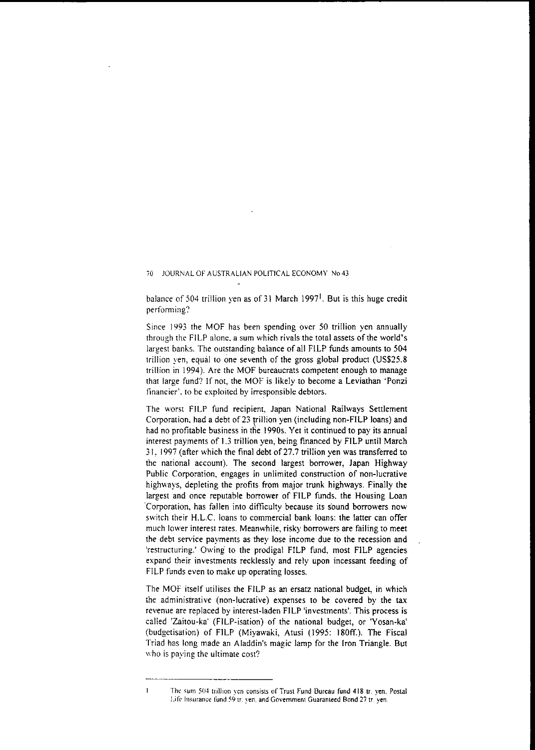balance of 504 trillion yen as of 31 March 1997[1]. But is this huge credit performing?

Since 1993 the MOF has been spending over 50 trillion yen annually through the FILP alone, a sum which rivals the total assets of the world's largest banks. The outstanding balance of all FILP funds amounts to 504 trillion yen, equal to one seventh of the gross global product (US$25.8 trillion in 1994). Are the MOF bureaucrats competent enough to manage that large fund? If not, the MOF is likely to become a Leviathan 'Ponzi financier', to be exploited by irresponsible debtors.

The worst FILP fund recipient, Japan National Railways Settlement Corporation, had a debt of 23 trillion yen (including non-FILP loans) and had no profitable business in the 1990s. Yet it continued to pay its annual interest payments of 1.3 trillion yen, being financed by FILP until March 31, 1997 (after which the final debt of 27.7 trillion yen was transferred to the national account). The second largest borrower, Japan Highway Public Corporation, engages in unlimited construction of non-lucrative highways, depleting the profits from major trunk highways. Finally the largest and once reputable borrower of FILP funds, the Housing Loan Corporation, has fallen into difficulty because its sound borrowers now switch their H.L.C. loans to commercial bank loans: the latter can offer much lower interest rates. Meanwhile, risky borrowers are failing to meet the debt service payments as they lose income due to the recession and 'restructuring.' Owing to the prodigal FILP fund, most FILP agencies expand their investments recklessly and rely upon incessant feeding of FILP funds even to make up operating losses.

The MOF itself utilises the FILP as an ersatz national budget, in which the administrative (non-lucrative) expenses to be covered by the tax revenue are replaced by interest-laden FILP 'investments'. This process is called 'Zaitou-ka' (FILP-isation) of the national budget, or 'Yosan-ka' (budgetisation) of FILP (Miyawaki, Atusi (1995: 180ff.). The Fiscal Triad has long made an Aladdin's magic lamp for the Iron Triangle. But who is paying the ultimate cost?

---

1 The sum 504 trillion yen consists of Trust Fund Bureau fund 418 tr. yen, Postal Life Insurance fund 59 tr. yen, and Government Guaranteed Bond 27 tr. yen.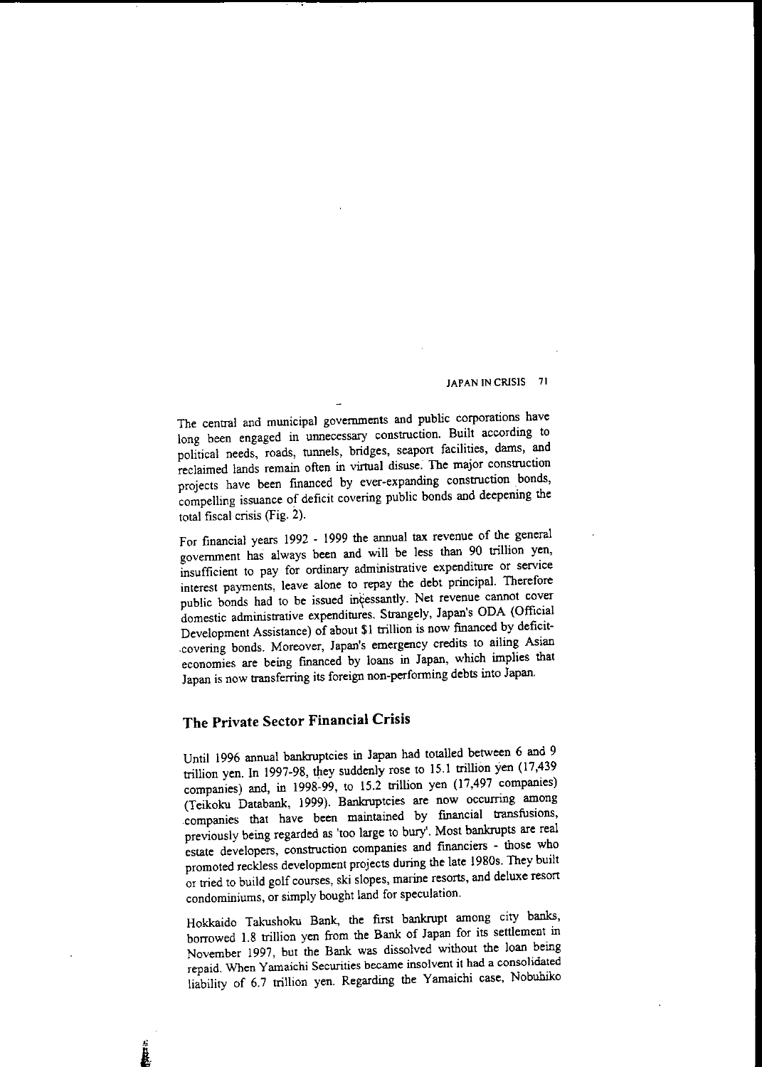The central and municipal governments and public corporations have long been engaged in unnecessary construction. Built according to political needs, roads, tunnels, bridges, seaport facilities, dams, and reclaimed lands remain often in virtual disuse. The major construction projects have been financed by ever-expanding construction bonds, compelling issuance of deficit covering public bonds and deepening the total fiscal crisis (Fig. 2).

For financial years 1992 - 1999 the annual tax revenue of the general government has always been and will be less than 90 trillion yen, insufficient to pay for ordinary administrative expenditure or service interest payments, leave alone to repay the debt principal. Therefore public bonds had to be issued incessantly. Net revenue cannot cover domestic administrative expenditures. Strangely, Japan's ODA (Official Development Assistance) of about $1 trillion is now financed by deficit-covering bonds. Moreover, Japan's emergency credits to ailing Asian economies are being financed by loans in Japan, which implies that Japan is now transferring its foreign non-performing debts into Japan.

## The Private Sector Financial Crisis

Until 1996 annual bankruptcies in Japan had totalled between 6 and 9 trillion yen. In 1997-98, they suddenly rose to 15.1 trillion yen (17,439 companies) and, in 1998-99, to 15.2 trillion yen (17,497 companies) (Teikoku Databank, 1999). Bankruptcies are now occurring among companies that have been maintained by financial transfusions, previously being regarded as 'too large to bury'. Most bankrupts are real estate developers, construction companies and financiers - those who promoted reckless development projects during the late 1980s. They built or tried to build golf courses, ski slopes, marine resorts, and deluxe resort condominiums, or simply bought land for speculation.

Hokkaido Takushoku Bank, the first bankrupt among city banks, borrowed 1.8 trillion yen from the Bank of Japan for its settlement in November 1997, but the Bank was dissolved without the loan being repaid. When Yamaichi Securities became insolvent it had a consolidated liability of 6.7 trillion yen. Regarding the Yamaichi case, Nobuhiko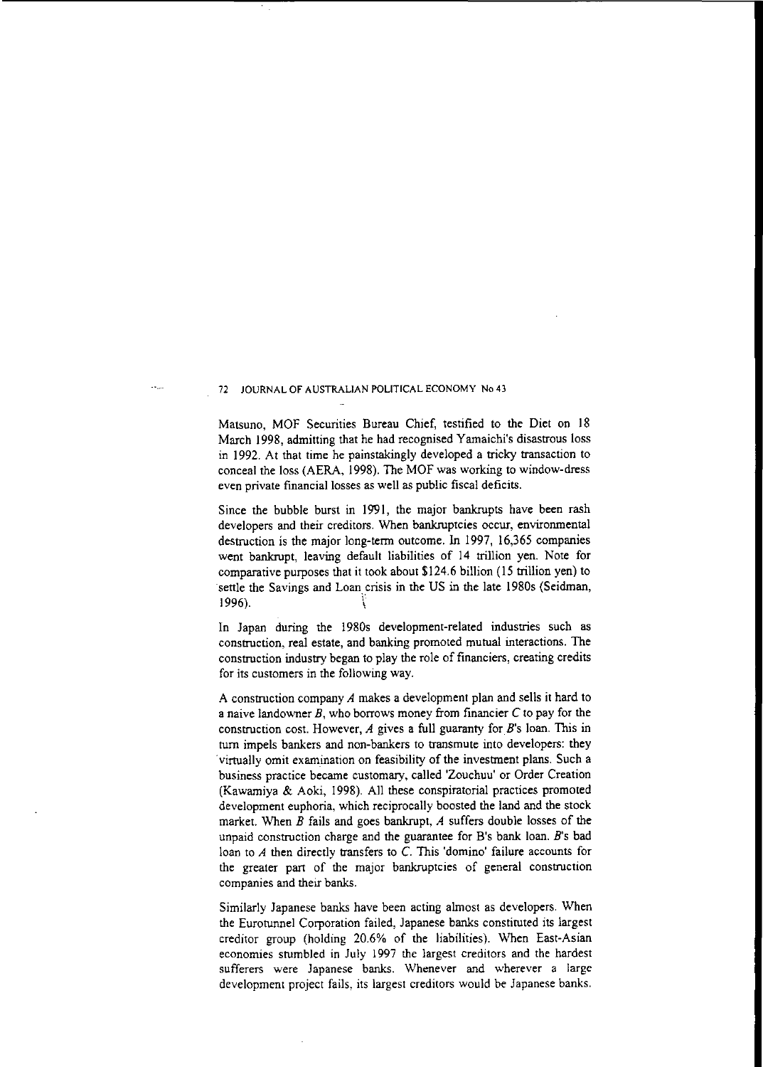Matsuno, MOF Securities Bureau Chief, testified to the Diet on 18 March 1998, admitting that he had recognised Yamaichi's disastrous loss in 1992. At that time he painstakingly developed a tricky transaction to conceal the loss (AERA, 1998). The MOF was working to window-dress even private financial losses as well as public fiscal deficits.

Since the bubble burst in 1991, the major bankrupts have been rash developers and their creditors. When bankruptcies occur, environmental destruction is the major long-term outcome. In 1997, 16,365 companies went bankrupt, leaving default liabilities of 14 trillion yen. Note for comparative purposes that it took about $124.6 billion (15 trillion yen) to settle the Savings and Loan crisis in the US in the late 1980s (Seidman, 1996).

In Japan during the 1980s development-related industries such as construction, real estate, and banking promoted mutual interactions. The construction industry began to play the role of financiers, creating credits for its customers in the following way.

A construction company *A* makes a development plan and sells it hard to a naive landowner *B*, who borrows money from financier *C* to pay for the construction cost. However, *A* gives a full guaranty for *B*'s loan. This in turn impels bankers and non-bankers to transmute into developers: they virtually omit examination on feasibility of the investment plans. Such a business practice became customary, called 'Zouchuu' or Order Creation (Kawamiya & Aoki, 1998). All these conspiratorial practices promoted development euphoria, which reciprocally boosted the land and the stock market. When *B* fails and goes bankrupt, *A* suffers double losses of the unpaid construction charge and the guarantee for B's bank loan. *B*'s bad loan to *A* then directly transfers to *C*. This 'domino' failure accounts for the greater part of the major bankruptcies of general construction companies and their banks.

Similarly Japanese banks have been acting almost as developers. When the Eurotunnel Corporation failed, Japanese banks constituted its largest creditor group (holding 20.6% of the liabilities). When East-Asian economies stumbled in July 1997 the largest creditors and the hardest sufferers were Japanese banks. Whenever and wherever a large development project fails, its largest creditors would be Japanese banks.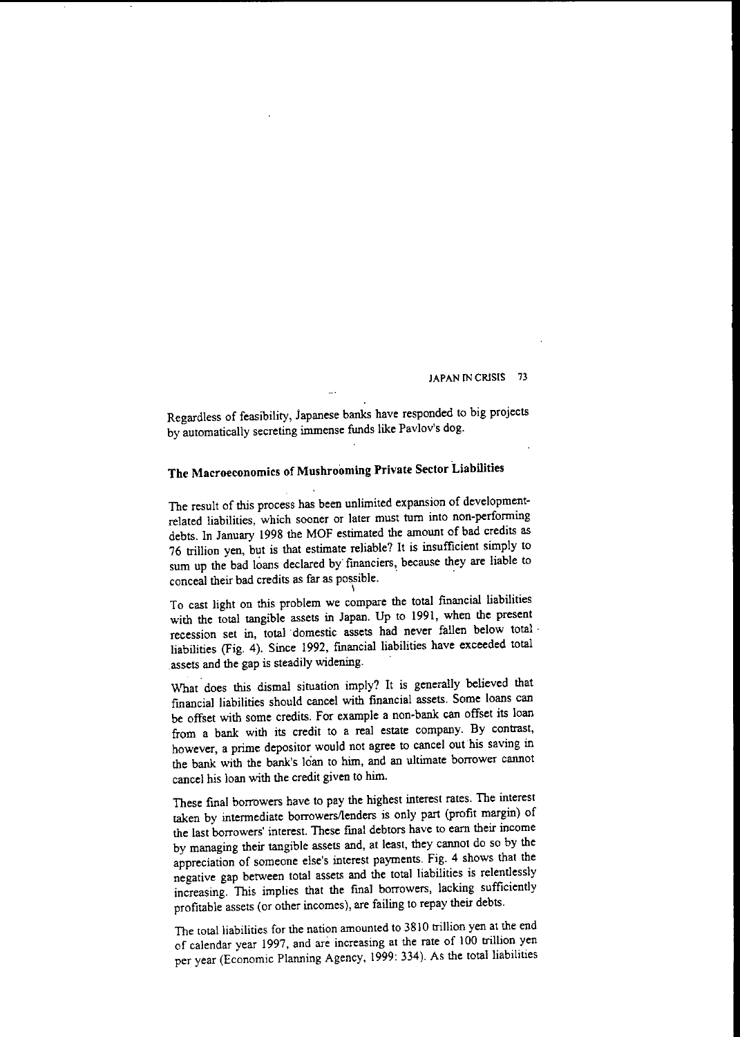Regardless of feasibility, Japanese banks have responded to big projects by automatically secreting immense funds like Pavlov's dog.

## The Macroeconomics of Mushrooming Private Sector Liabilities

The result of this process has been unlimited expansion of development-related liabilities, which sooner or later must turn into non-performing debts. In January 1998 the MOF estimated the amount of bad credits as 76 trillion yen, but is that estimate reliable? It is insufficient simply to sum up the bad loans declared by financiers, because they are liable to conceal their bad credits as far as possible.

To cast light on this problem we compare the total financial liabilities with the total tangible assets in Japan. Up to 1991, when the present recession set in, total domestic assets had never fallen below total liabilities (Fig. 4). Since 1992, financial liabilities have exceeded total assets and the gap is steadily widening.

What does this dismal situation imply? It is generally believed that financial liabilities should cancel with financial assets. Some loans can be offset with some credits. For example a non-bank can offset its loan from a bank with its credit to a real estate company. By contrast, however, a prime depositor would not agree to cancel out his saving in the bank with the bank's loan to him, and an ultimate borrower cannot cancel his loan with the credit given to him.

These final borrowers have to pay the highest interest rates. The interest taken by intermediate borrowers/lenders is only part (profit margin) of the last borrowers' interest. These final debtors have to earn their income by managing their tangible assets and, at least, they cannot do so by the appreciation of someone else's interest payments. Fig. 4 shows that the negative gap between total assets and the total liabilities is relentlessly increasing. This implies that the final borrowers, lacking sufficiently profitable assets (or other incomes), are failing to repay their debts.

The total liabilities for the nation amounted to 3810 trillion yen at the end of calendar year 1997, and are increasing at the rate of 100 trillion yen per year (Economic Planning Agency, 1999: 334). As the total liabilities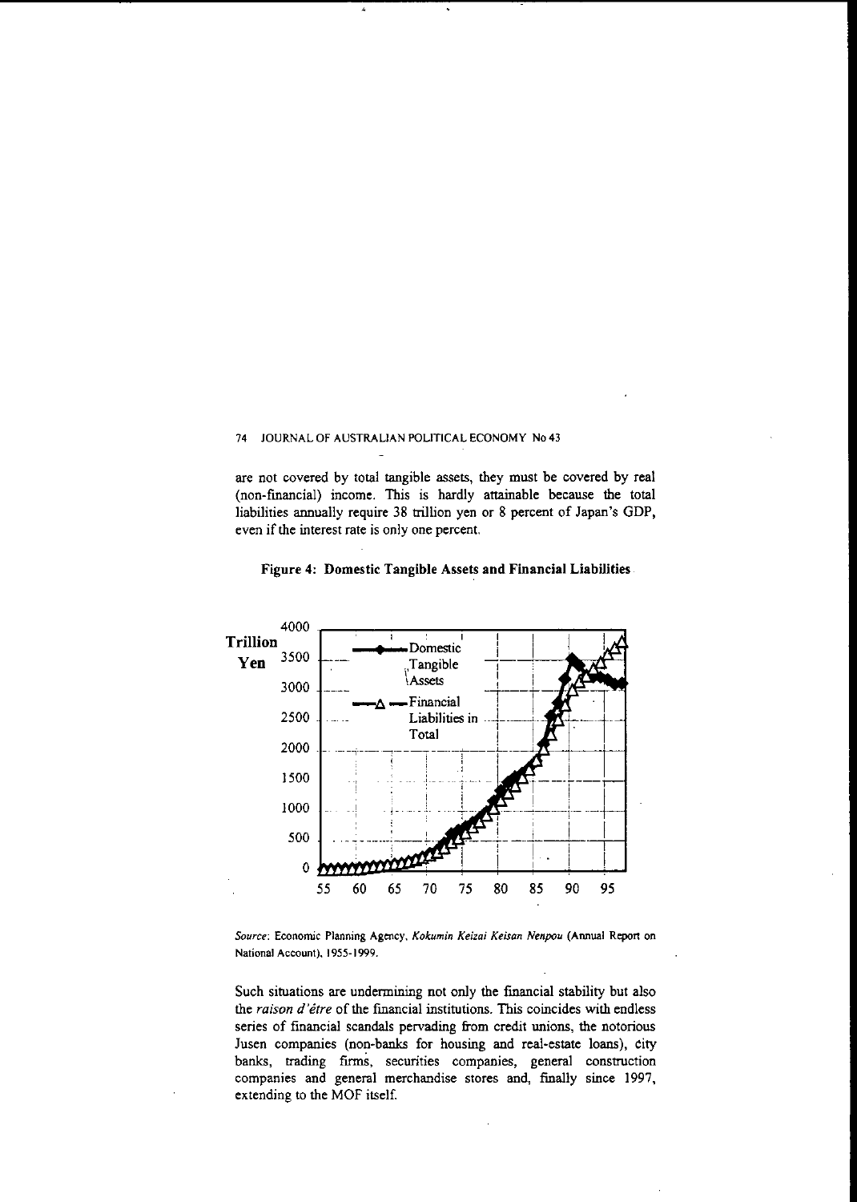are not covered by total tangible assets, they must be covered by real (non-financial) income. This is hardly attainable because the total liabilities annually require 38 trillion yen or 8 percent of Japan's GDP, even if the interest rate is only one percent.

**Figure 4: Domestic Tangible Assets and Financial Liabilities**

*Source*: Economic Planning Agency, *Kokumin Keizai Keisan Nenpou* (Annual Report on National Account), 1955-1999.

Such situations are undermining not only the financial stability but also the *raison d'être* of the financial institutions. This coincides with endless series of financial scandals pervading from credit unions, the notorious Jusen companies (non-banks for housing and real-estate loans), city banks, trading firms, securities companies, general construction companies and general merchandise stores and, finally since 1997, extending to the MOF itself.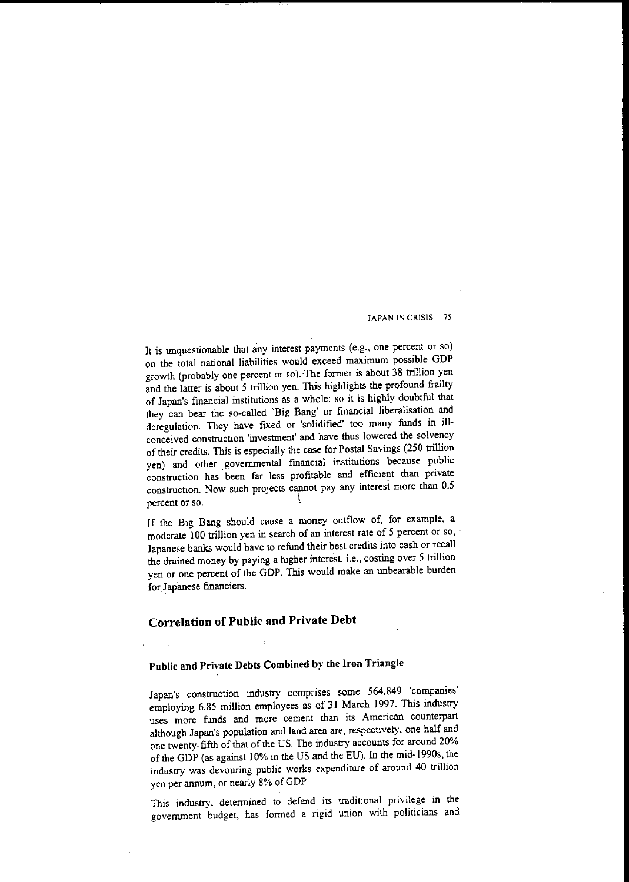It is unquestionable that any interest payments (e.g., one percent or so) on the total national liabilities would exceed maximum possible GDP growth (probably one percent or so). The former is about 38 trillion yen and the latter is about 5 trillion yen. This highlights the profound frailty of Japan's financial institutions as a whole: so it is highly doubtful that they can bear the so-called 'Big Bang' or financial liberalisation and deregulation. They have fixed or 'solidified' too many funds in ill-conceived construction 'investment' and have thus lowered the solvency of their credits. This is especially the case for Postal Savings (250 trillion yen) and other governmental financial institutions because public construction has been far less profitable and efficient than private construction. Now such projects cannot pay any interest more than 0.5 percent or so.

If the Big Bang should cause a money outflow of, for example, a moderate 100 trillion yen in search of an interest rate of 5 percent or so, Japanese banks would have to refund their best credits into cash or recall the drained money by paying a higher interest, i.e., costing over 5 trillion yen or one percent of the GDP. This would make an unbearable burden for Japanese financiers.

## Correlation of Public and Private Debt

### Public and Private Debts Combined by the Iron Triangle

Japan's construction industry comprises some 564,849 'companies' employing 6.85 million employees as of 31 March 1997. This industry uses more funds and more cement than its American counterpart although Japan's population and land area are, respectively, one half and one twenty-fifth of that of the US. The industry accounts for around 20% of the GDP (as against 10% in the US and the EU). In the mid-1990s, the industry was devouring public works expenditure of around 40 trillion yen per annum, or nearly 8% of GDP.

This industry, determined to defend its traditional privilege in the government budget, has formed a rigid union with politicians and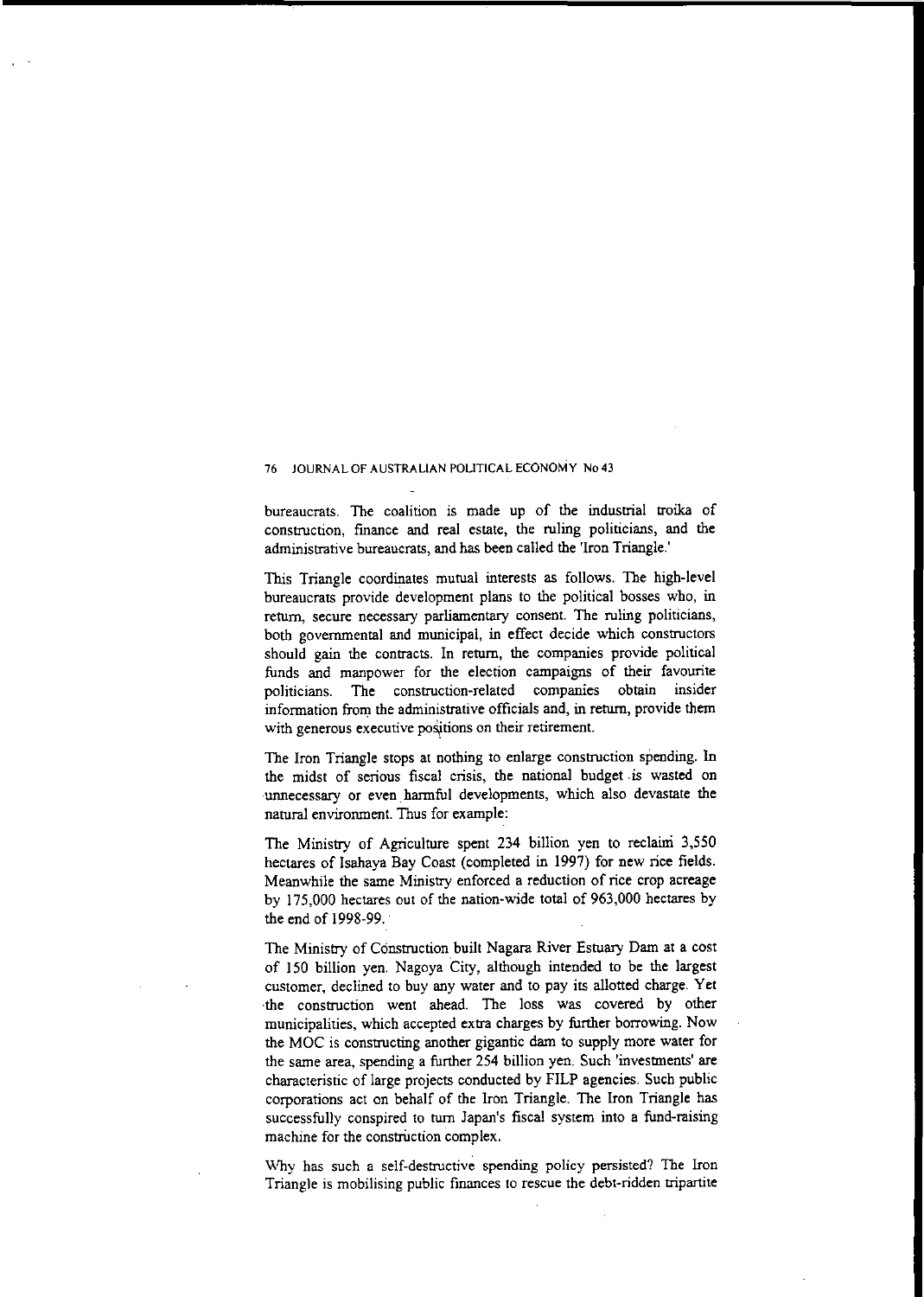bureaucrats. The coalition is made up of the industrial troika of construction, finance and real estate, the ruling politicians, and the administrative bureaucrats, and has been called the 'Iron Triangle.'

This Triangle coordinates mutual interests as follows. The high-level bureaucrats provide development plans to the political bosses who, in return, secure necessary parliamentary consent. The ruling politicians, both governmental and municipal, in effect decide which constructors should gain the contracts. In return, the companies provide political funds and manpower for the election campaigns of their favourite politicians. The construction-related companies obtain insider information from the administrative officials and, in return, provide them with generous executive positions on their retirement.

The Iron Triangle stops at nothing to enlarge construction spending. In the midst of serious fiscal crisis, the national budget is wasted on unnecessary or even harmful developments, which also devastate the natural environment. Thus for example:

The Ministry of Agriculture spent 234 billion yen to reclaim 3,550 hectares of Isahaya Bay Coast (completed in 1997) for new rice fields. Meanwhile the same Ministry enforced a reduction of rice crop acreage by 175,000 hectares out of the nation-wide total of 963,000 hectares by the end of 1998-99.

The Ministry of Construction built Nagara River Estuary Dam at a cost of 150 billion yen. Nagoya City, although intended to be the largest customer, declined to buy any water and to pay its allotted charge. Yet the construction went ahead. The loss was covered by other municipalities, which accepted extra charges by further borrowing. Now the MOC is constructing another gigantic dam to supply more water for the same area, spending a further 254 billion yen. Such 'investments' are characteristic of large projects conducted by FILP agencies. Such public corporations act on behalf of the Iron Triangle. The Iron Triangle has successfully conspired to turn Japan's fiscal system into a fund-raising machine for the construction complex.

Why has such a self-destructive spending policy persisted? The Iron Triangle is mobilising public finances to rescue the debt-ridden tripartite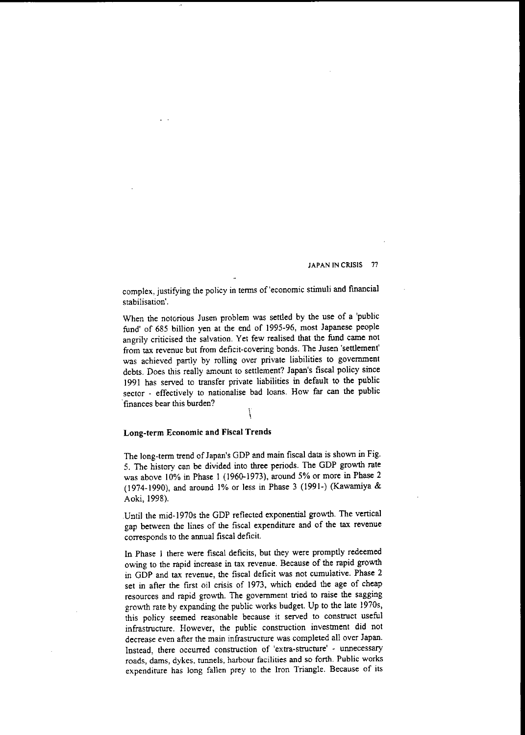complex, justifying the policy in terms of 'economic stimuli and financial stabilisation'.

When the notorious Jusen problem was settled by the use of a 'public fund' of 685 billion yen at the end of 1995-96, most Japanese people angrily criticised the salvation. Yet few realised that the fund came not from tax revenue but from deficit-covering bonds. The Jusen 'settlement' was achieved partly by rolling over private liabilities to government debts. Does this really amount to settlement? Japan's fiscal policy since 1991 has served to transfer private liabilities in default to the public sector - effectively to nationalise bad loans. How far can the public finances bear this burden?

### Long-term Economic and Fiscal Trends

The long-term trend of Japan's GDP and main fiscal data is shown in Fig. 5. The history can be divided into three periods. The GDP growth rate was above 10% in Phase 1 (1960-1973), around 5% or more in Phase 2 (1974-1990), and around 1% or less in Phase 3 (1991-) (Kawamiya & Aoki, 1998).

Until the mid-1970s the GDP reflected exponential growth. The vertical gap between the lines of the fiscal expenditure and of the tax revenue corresponds to the annual fiscal deficit.

In Phase 1 there were fiscal deficits, but they were promptly redeemed owing to the rapid increase in tax revenue. Because of the rapid growth in GDP and tax revenue, the fiscal deficit was not cumulative. Phase 2 set in after the first oil crisis of 1973, which ended the age of cheap resources and rapid growth. The government tried to raise the sagging growth rate by expanding the public works budget. Up to the late 1970s, this policy seemed reasonable because it served to construct useful infrastructure. However, the public construction investment did not decrease even after the main infrastructure was completed all over Japan. Instead, there occurred construction of 'extra-structure' - unnecessary roads, dams, dykes, tunnels, harbour facilities and so forth. Public works expenditure has long fallen prey to the Iron Triangle. Because of its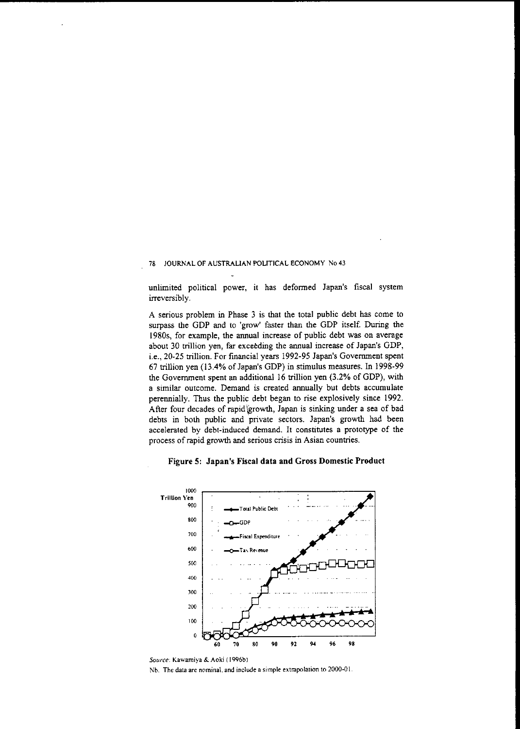unlimited political power, it has deformed Japan's fiscal system irreversibly.

A serious problem in Phase 3 is that the total public debt has come to surpass the GDP and to 'grow' faster than the GDP itself. During the 1980s, for example, the annual increase of public debt was on average about 30 trillion yen, far exceeding the annual increase of Japan's GDP, i.e., 20-25 trillion. For financial years 1992-95 Japan's Government spent 67 trillion yen (13.4% of Japan's GDP) in stimulus measures. In 1998-99 the Government spent an additional 16 trillion yen (3.2% of GDP), with a similar outcome. Demand is created annually but debts accumulate perennially. Thus the public debt began to rise explosively since 1992. After four decades of rapid growth, Japan is sinking under a sea of bad debts in both public and private sectors. Japan's growth had been accelerated by debt-induced demand. It constitutes a prototype of the process of rapid growth and serious crisis in Asian countries.

**Figure 5: Japan's Fiscal data and Gross Domestic Product**

*Source*: Kawamiya & Aoki (1996b)

Nb. The data are nominal, and include a simple extrapolation to 2000-01.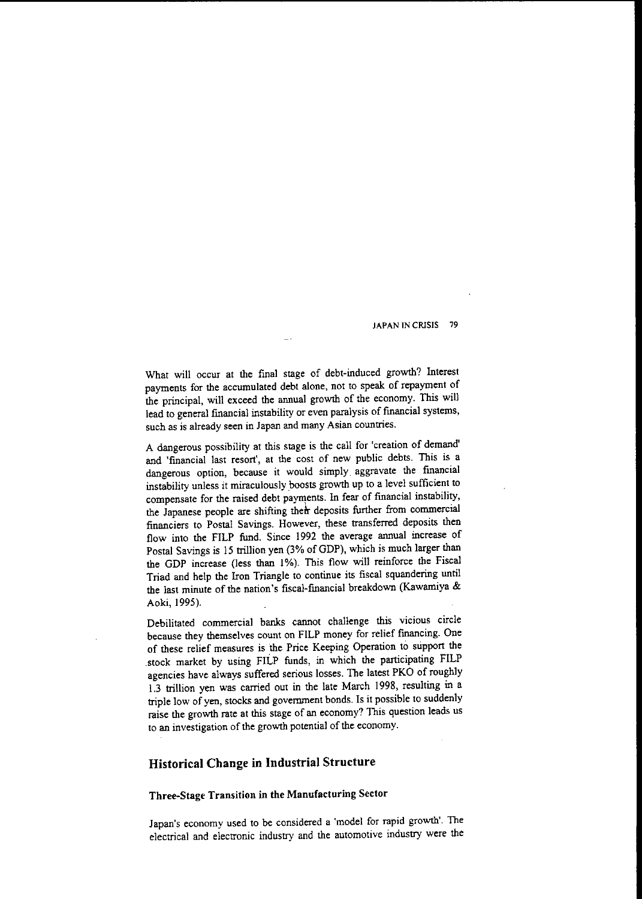What will occur at the final stage of debt-induced growth? Interest payments for the accumulated debt alone, not to speak of repayment of the principal, will exceed the annual growth of the economy. This will lead to general financial instability or even paralysis of financial systems, such as is already seen in Japan and many Asian countries.

A dangerous possibility at this stage is the call for 'creation of demand' and 'financial last resort', at the cost of new public debts. This is a dangerous option, because it would simply aggravate the financial instability unless it miraculously boosts growth up to a level sufficient to compensate for the raised debt payments. In fear of financial instability, the Japanese people are shifting their deposits further from commercial financiers to Postal Savings. However, these transferred deposits then flow into the FILP fund. Since 1992 the average annual increase of Postal Savings is 15 trillion yen (3% of GDP), which is much larger than the GDP increase (less than 1%). This flow will reinforce the Fiscal Triad and help the Iron Triangle to continue its fiscal squandering until the last minute of the nation's fiscal-financial breakdown (Kawamiya & Aoki, 1995).

Debilitated commercial banks cannot challenge this vicious circle because they themselves count on FILP money for relief financing. One of these relief measures is the Price Keeping Operation to support the stock market by using FILP funds, in which the participating FILP agencies have always suffered serious losses. The latest PKO of roughly 1.3 trillion yen was carried out in the late March 1998, resulting in a triple low of yen, stocks and government bonds. Is it possible to suddenly raise the growth rate at this stage of an economy? This question leads us to an investigation of the growth potential of the economy.

## Historical Change in Industrial Structure

### Three-Stage Transition in the Manufacturing Sector

Japan's economy used to be considered a 'model for rapid growth'. The electrical and electronic industry and the automotive industry were the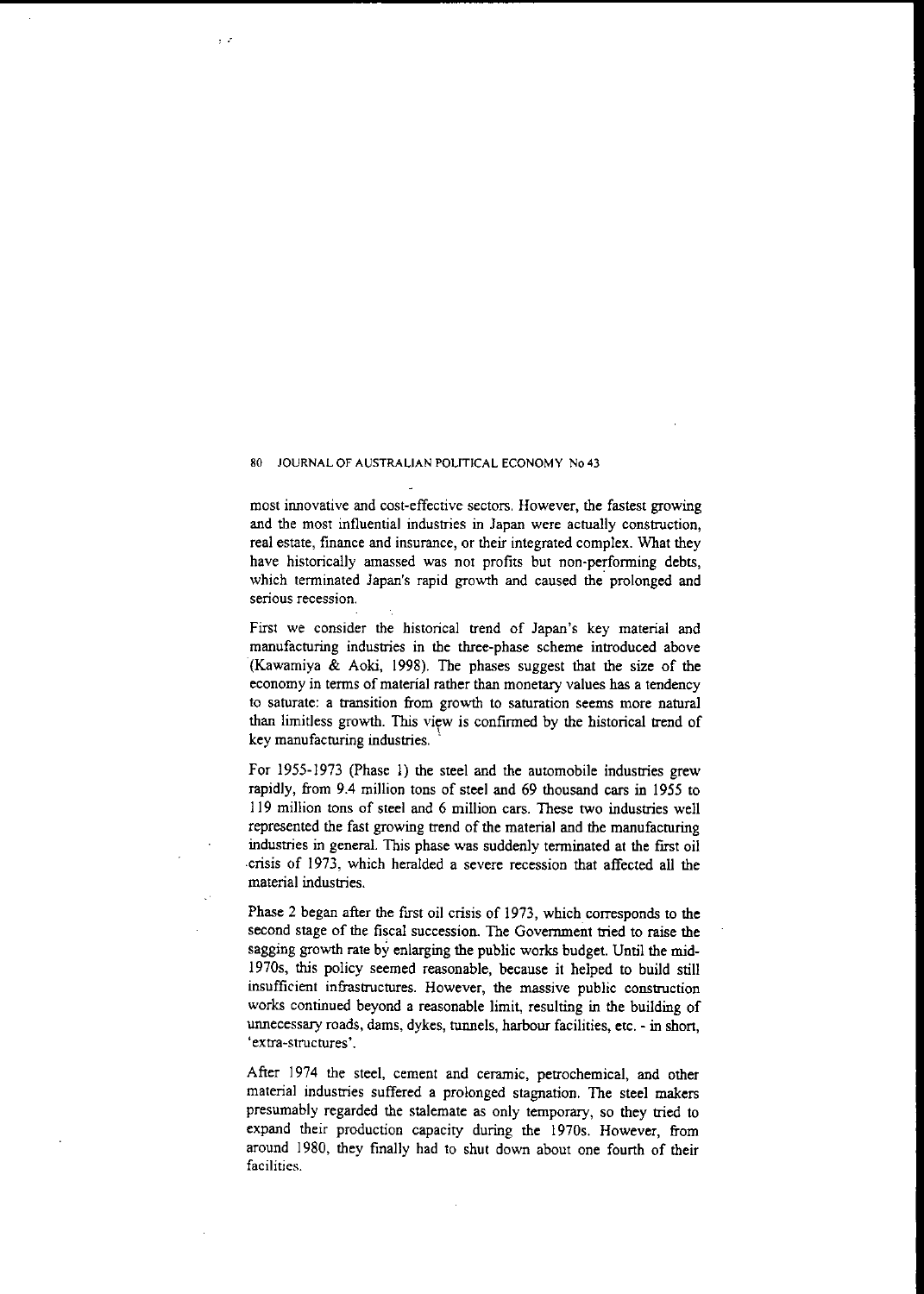most innovative and cost-effective sectors. However, the fastest growing and the most influential industries in Japan were actually construction, real estate, finance and insurance, or their integrated complex. What they have historically amassed was not profits but non-performing debts, which terminated Japan's rapid growth and caused the prolonged and serious recession.

First we consider the historical trend of Japan's key material and manufacturing industries in the three-phase scheme introduced above (Kawamiya & Aoki, 1998). The phases suggest that the size of the economy in terms of material rather than monetary values has a tendency to saturate: a transition from growth to saturation seems more natural than limitless growth. This view is confirmed by the historical trend of key manufacturing industries.

For 1955-1973 (Phase 1) the steel and the automobile industries grew rapidly, from 9.4 million tons of steel and 69 thousand cars in 1955 to 119 million tons of steel and 6 million cars. These two industries well represented the fast growing trend of the material and the manufacturing industries in general. This phase was suddenly terminated at the first oil crisis of 1973, which heralded a severe recession that affected all the material industries.

Phase 2 began after the first oil crisis of 1973, which corresponds to the second stage of the fiscal succession. The Government tried to raise the sagging growth rate by enlarging the public works budget. Until the mid-1970s, this policy seemed reasonable, because it helped to build still insufficient infrastructures. However, the massive public construction works continued beyond a reasonable limit, resulting in the building of unnecessary roads, dams, dykes, tunnels, harbour facilities, etc. - in short, 'extra-structures'.

After 1974 the steel, cement and ceramic, petrochemical, and other material industries suffered a prolonged stagnation. The steel makers presumably regarded the stalemate as only temporary, so they tried to expand their production capacity during the 1970s. However, from around 1980, they finally had to shut down about one fourth of their facilities.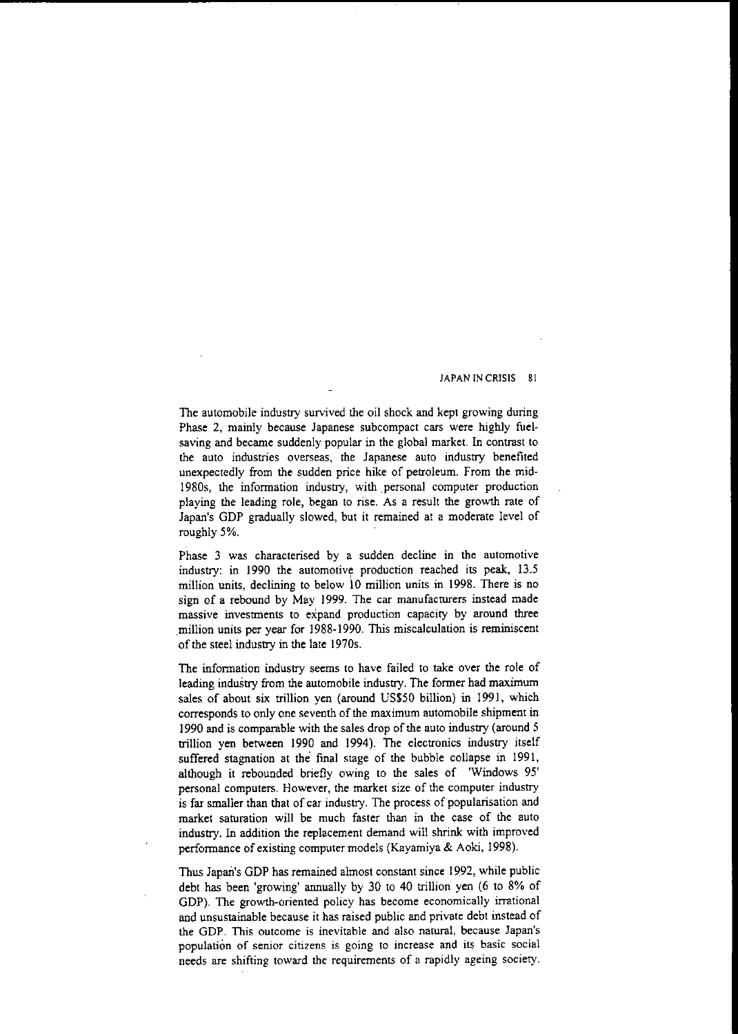The automobile industry survived the oil shock and kept growing during Phase 2, mainly because Japanese subcompact cars were highly fuel-saving and became suddenly popular in the global market. In contrast to the auto industries overseas, the Japanese auto industry benefited unexpectedly from the sudden price hike of petroleum. From the mid-1980s, the information industry, with personal computer production playing the leading role, began to rise. As a result the growth rate of Japan's GDP gradually slowed, but it remained at a moderate level of roughly 5%.

Phase 3 was characterised by a sudden decline in the automotive industry: in 1990 the automotive production reached its peak, 13.5 million units, declining to below 10 million units in 1998. There is no sign of a rebound by May 1999. The car manufacturers instead made massive investments to expand production capacity by around three million units per year for 1988-1990. This miscalculation is reminiscent of the steel industry in the late 1970s.

The information industry seems to have failed to take over the role of leading industry from the automobile industry. The former had maximum sales of about six trillion yen (around US$50 billion) in 1991, which corresponds to only one seventh of the maximum automobile shipment in 1990 and is comparable with the sales drop of the auto industry (around 5 trillion yen between 1990 and 1994). The electronics industry itself suffered stagnation at the final stage of the bubble collapse in 1991, although it rebounded briefly owing to the sales of 'Windows 95' personal computers. However, the market size of the computer industry is far smaller than that of car industry. The process of popularisation and market saturation will be much faster than in the case of the auto industry. In addition the replacement demand will shrink with improved performance of existing computer models (Kayamiya & Aoki, 1998).

Thus Japan's GDP has remained almost constant since 1992, while public debt has been 'growing' annually by 30 to 40 trillion yen (6 to 8% of GDP). The growth-oriented policy has become economically irrational and unsustainable because it has raised public and private debt instead of the GDP. This outcome is inevitable and also natural, because Japan's population of senior citizens is going to increase and its basic social needs are shifting toward the requirements of a rapidly ageing society.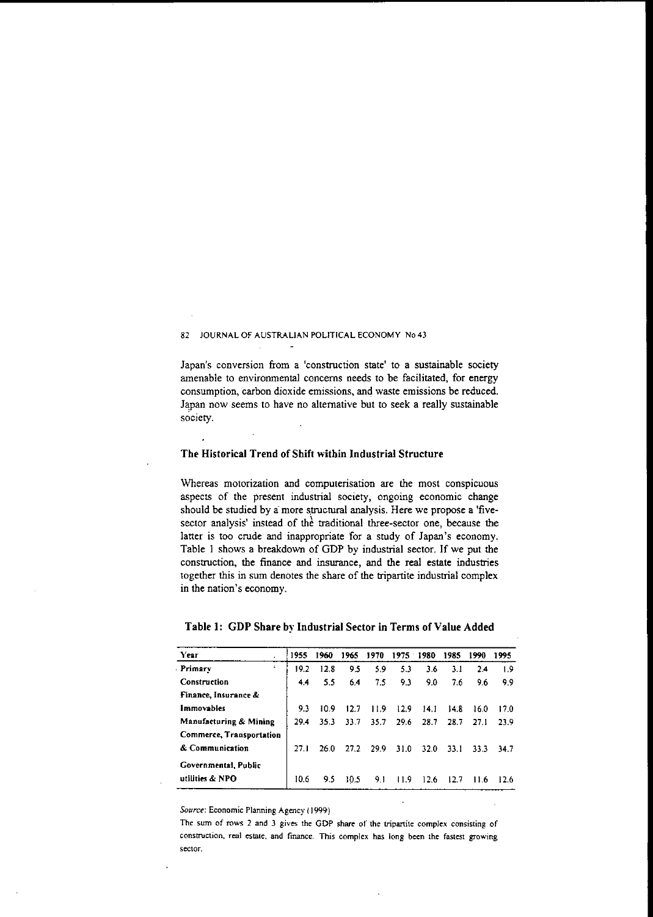Japan's conversion from a 'construction state' to a sustainable society amenable to environmental concerns needs to be facilitated, for energy consumption, carbon dioxide emissions, and waste emissions be reduced. Japan now seems to have no alternative but to seek a really sustainable society.

## The Historical Trend of Shift within Industrial Structure

Whereas motorization and computerisation are the most conspicuous aspects of the present industrial society, ongoing economic change should be studied by a more structural analysis. Here we propose a 'five-sector analysis' instead of the traditional three-sector one, because the latter is too crude and inappropriate for a study of Japan's economy. Table 1 shows a breakdown of GDP by industrial sector. If we put the construction, the finance and insurance, and the real estate industries together this in sum denotes the share of the tripartite industrial complex in the nation's economy.

**Table 1: GDP Share by Industrial Sector in Terms of Value Added**

| Year | 1955 | 1960 | 1965 | 1970 | 1975 | 1980 | 1985 | 1990 | 1995 |
|---|---|---|---|---|---|---|---|---|---|
| Primary | 19.2 | 12.8 | 9.5 | 5.9 | 5.3 | 3.6 | 3.1 | 2.4 | 1.9 |
| Construction | 4.4 | 5.5 | 6.4 | 7.5 | 9.3 | 9.0 | 7.6 | 9.6 | 9.9 |
| Finance, Insurance & Immovables | 9.3 | 10.9 | 12.7 | 11.9 | 12.9 | 14.1 | 14.8 | 16.0 | 17.0 |
| Manufacturing & Mining | 29.4 | 35.3 | 33.7 | 35.7 | 29.6 | 28.7 | 28.7 | 27.1 | 23.9 |
| Commerce, Transportation & Communication | 27.1 | 26.0 | 27.2 | 29.9 | 31.0 | 32.0 | 33.1 | 33.3 | 34.7 |
| Governmental, Public utilities & NPO | 10.6 | 9.5 | 10.5 | 9.1 | 11.9 | 12.6 | 12.7 | 11.6 | 12.6 |

*Source*: Economic Planning Agency (1999)

The sum of rows 2 and 3 gives the GDP share of the tripartite complex consisting of construction, real estate, and finance. This complex has long been the fastest growing sector.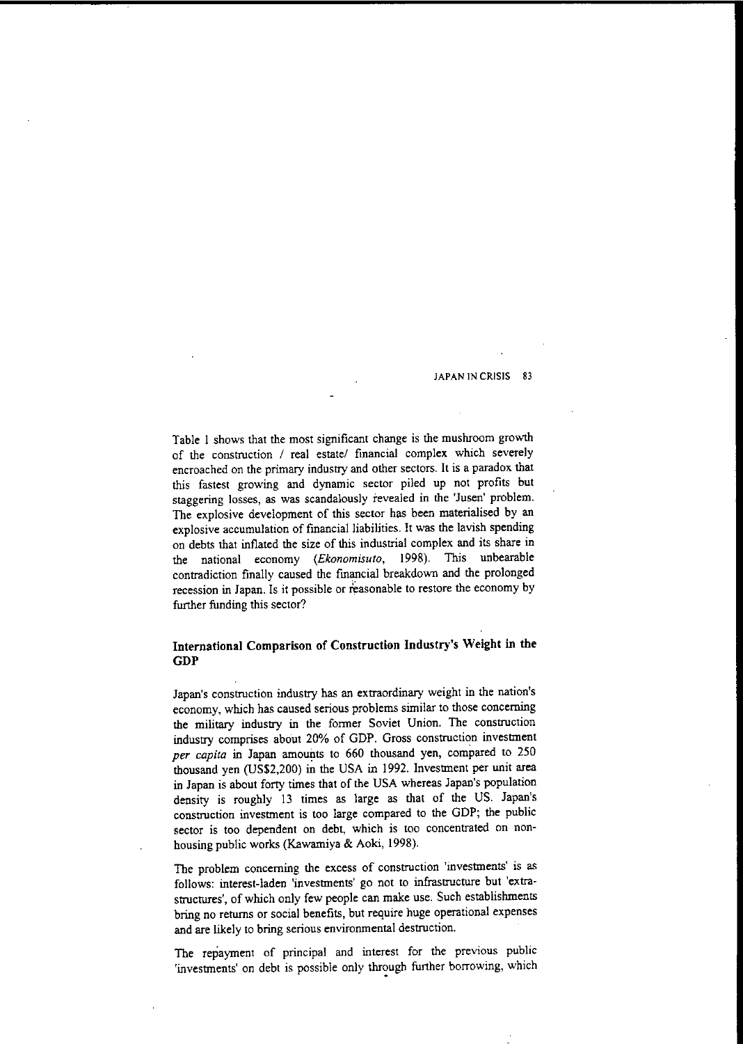Table 1 shows that the most significant change is the mushroom growth of the construction / real estate/ financial complex which severely encroached on the primary industry and other sectors. It is a paradox that this fastest growing and dynamic sector piled up not profits but staggering losses, as was scandalously revealed in the 'Jusen' problem. The explosive development of this sector has been materialised by an explosive accumulation of financial liabilities. It was the lavish spending on debts that inflated the size of this industrial complex and its share in the national economy (*Ekonomisuto*, 1998). This unbearable contradiction finally caused the financial breakdown and the prolonged recession in Japan. Is it possible or reasonable to restore the economy by further funding this sector?

## International Comparison of Construction Industry's Weight in the GDP

Japan's construction industry has an extraordinary weight in the nation's economy, which has caused serious problems similar to those concerning the military industry in the former Soviet Union. The construction industry comprises about 20% of GDP. Gross construction investment *per capita* in Japan amounts to 660 thousand yen, compared to 250 thousand yen (US$2,200) in the USA in 1992. Investment per unit area in Japan is about forty times that of the USA whereas Japan's population density is roughly 13 times as large as that of the US. Japan's construction investment is too large compared to the GDP; the public sector is too dependent on debt, which is too concentrated on non-housing public works (Kawamiya & Aoki, 1998).

The problem concerning the excess of construction 'investments' is as follows: interest-laden 'investments' go not to infrastructure but 'extra-structures', of which only few people can make use. Such establishments bring no returns or social benefits, but require huge operational expenses and are likely to bring serious environmental destruction.

The repayment of principal and interest for the previous public 'investments' on debt is possible only through further borrowing, which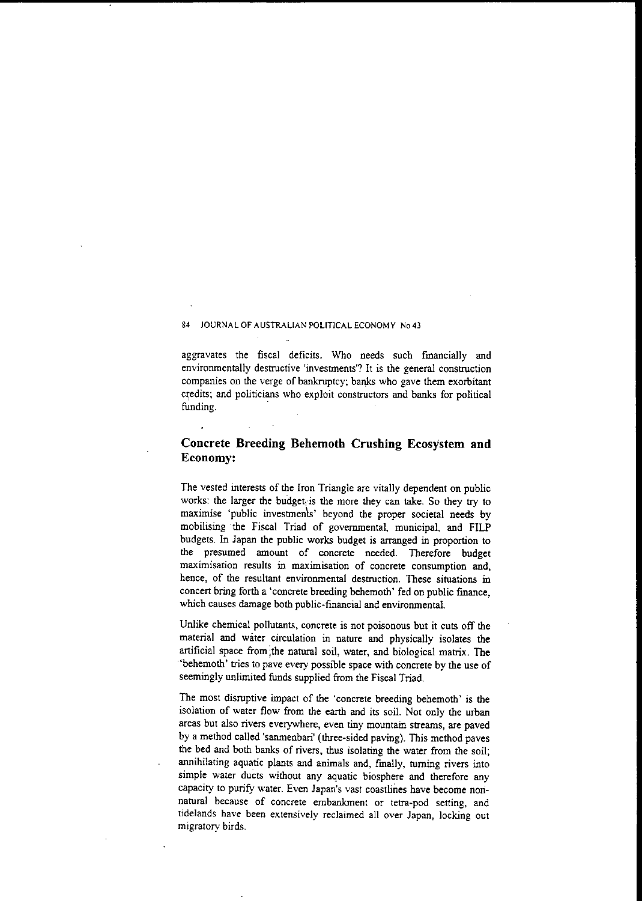aggravates the fiscal deficits. Who needs such financially and environmentally destructive 'investments'? It is the general construction companies on the verge of bankruptcy; banks who gave them exorbitant credits; and politicians who exploit constructors and banks for political funding.

## Concrete Breeding Behemoth Crushing Ecosystem and Economy:

The vested interests of the Iron Triangle are vitally dependent on public works: the larger the budget is the more they can take. So they try to maximise 'public investments' beyond the proper societal needs by mobilising the Fiscal Triad of governmental, municipal, and FILP budgets. In Japan the public works budget is arranged in proportion to the presumed amount of concrete needed. Therefore budget maximisation results in maximisation of concrete consumption and, hence, of the resultant environmental destruction. These situations in concert bring forth a 'concrete breeding behemoth' fed on public finance, which causes damage both public-financial and environmental.

Unlike chemical pollutants, concrete is not poisonous but it cuts off the material and water circulation in nature and physically isolates the artificial space from the natural soil, water, and biological matrix. The 'behemoth' tries to pave every possible space with concrete by the use of seemingly unlimited funds supplied from the Fiscal Triad.

The most disruptive impact of the 'concrete breeding behemoth' is the isolation of water flow from the earth and its soil. Not only the urban areas but also rivers everywhere, even tiny mountain streams, are paved by a method called 'sanmenbari' (three-sided paving). This method paves the bed and both banks of rivers, thus isolating the water from the soil; annihilating aquatic plants and animals and, finally, turning rivers into simple water ducts without any aquatic biosphere and therefore any capacity to purify water. Even Japan's vast coastlines have become non-natural because of concrete embankment or tetra-pod setting, and tidelands have been extensively reclaimed all over Japan, locking out migratory birds.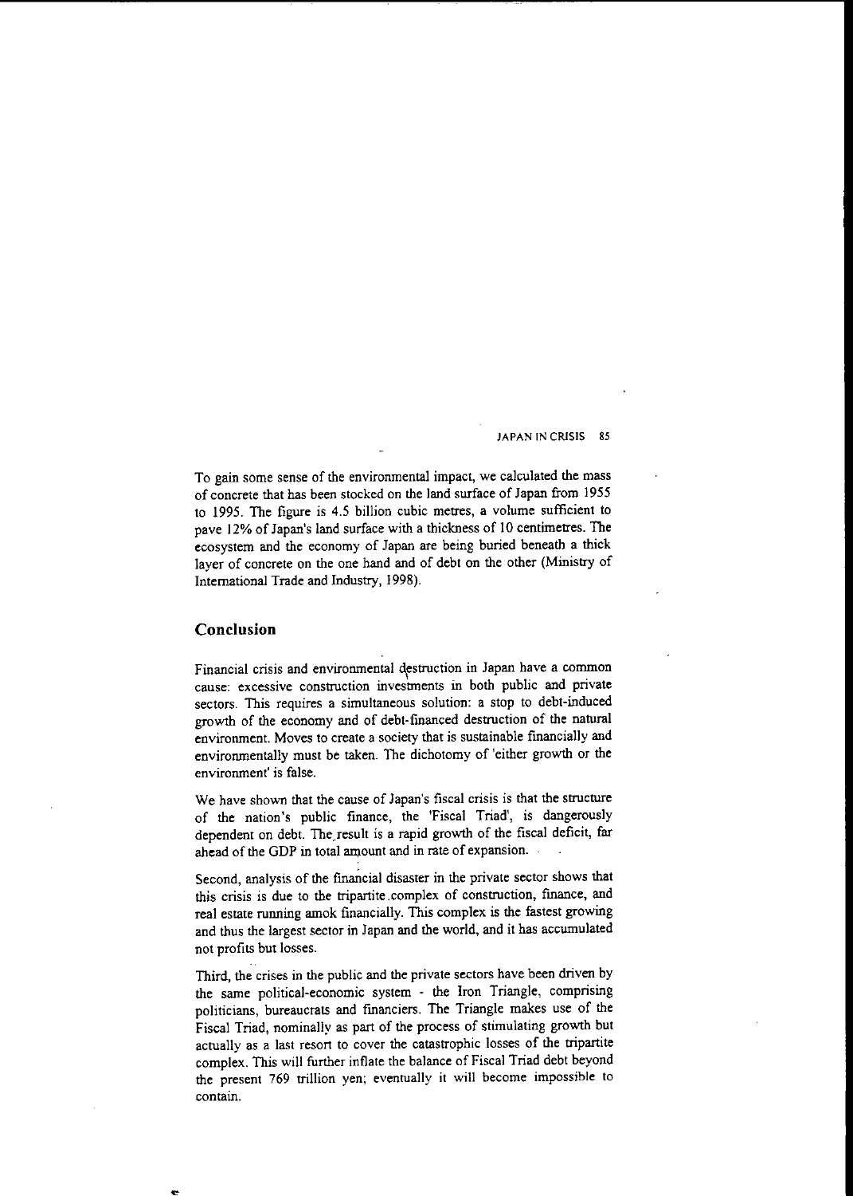To gain some sense of the environmental impact, we calculated the mass of concrete that has been stocked on the land surface of Japan from 1955 to 1995. The figure is 4.5 billion cubic metres, a volume sufficient to pave 12% of Japan's land surface with a thickness of 10 centimetres. The ecosystem and the economy of Japan are being buried beneath a thick layer of concrete on the one hand and of debt on the other (Ministry of International Trade and Industry, 1998).

## Conclusion

Financial crisis and environmental destruction in Japan have a common cause: excessive construction investments in both public and private sectors. This requires a simultaneous solution: a stop to debt-induced growth of the economy and of debt-financed destruction of the natural environment. Moves to create a society that is sustainable financially and environmentally must be taken. The dichotomy of 'either growth or the environment' is false.

We have shown that the cause of Japan's fiscal crisis is that the structure of the nation's public finance, the 'Fiscal Triad', is dangerously dependent on debt. The result is a rapid growth of the fiscal deficit, far ahead of the GDP in total amount and in rate of expansion.

Second, analysis of the financial disaster in the private sector shows that this crisis is due to the tripartite complex of construction, finance, and real estate running amok financially. This complex is the fastest growing and thus the largest sector in Japan and the world, and it has accumulated not profits but losses.

Third, the crises in the public and the private sectors have been driven by the same political-economic system - the Iron Triangle, comprising politicians, bureaucrats and financiers. The Triangle makes use of the Fiscal Triad, nominally as part of the process of stimulating growth but actually as a last resort to cover the catastrophic losses of the tripartite complex. This will further inflate the balance of Fiscal Triad debt beyond the present 769 trillion yen; eventually it will become impossible to contain.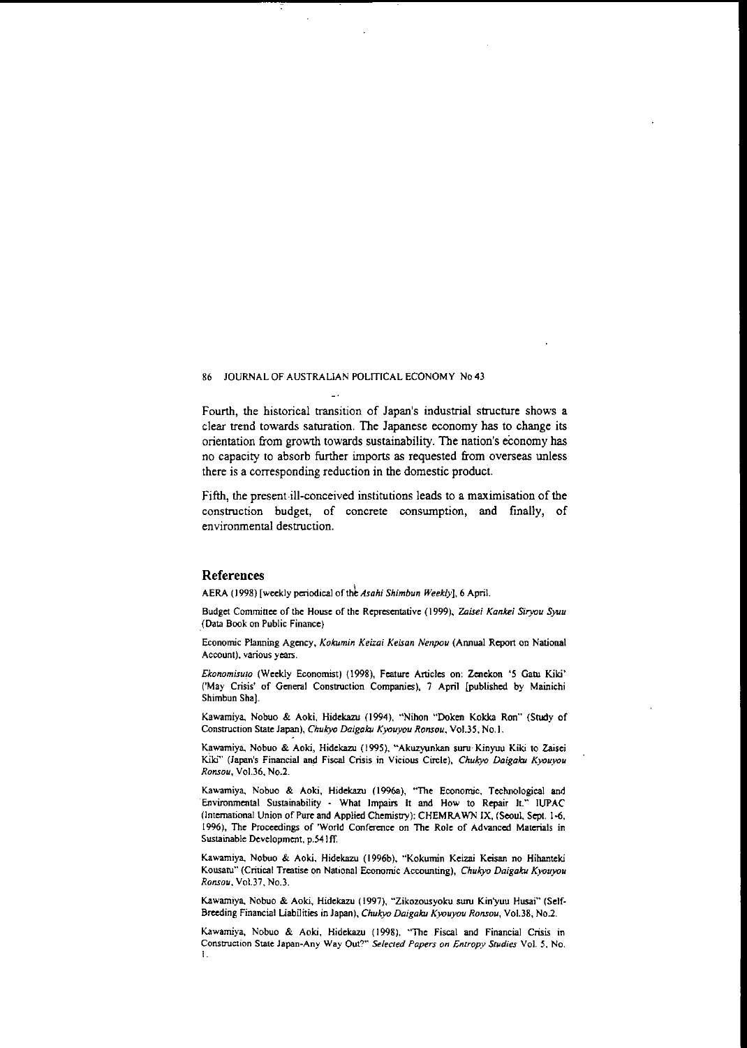Fourth, the historical transition of Japan's industrial structure shows a clear trend towards saturation. The Japanese economy has to change its orientation from growth towards sustainability. The nation's economy has no capacity to absorb further imports as requested from overseas unless there is a corresponding reduction in the domestic product.

Fifth, the present ill-conceived institutions leads to a maximisation of the construction budget, of concrete consumption, and finally, of environmental destruction.

## References

AERA (1998) [weekly periodical of the *Asahi Shimbun Weekly*], 6 April.

Budget Committee of the House of the Representative (1999), *Zaisei Kankei Siryou Syuu* (Data Book on Public Finance)

Economic Planning Agency, *Kokumin Keizai Keisan Nenpou* (Annual Report on National Account), various years.

*Ekonomisuto* (Weekly Economist) (1998), Feature Articles on: Zenekon '5 Gatu Kiki' ('May Crisis' of General Construction Companies), 7 April [published by Mainichi Shimbun Sha].

Kawamiya, Nobuo & Aoki, Hidekazu (1994), "Nihon "Doken Kokka Ron" (Study of Construction State Japan), *Chukyo Daigaku Kyouyou Ronsou*, Vol.35, No.1.

Kawamiya, Nobuo & Aoki, Hidekazu (1995), "Akuzyunkan suru Kinyuu Kiki to Zaisei Kiki" (Japan's Financial and Fiscal Crisis in Vicious Circle), *Chukyo Daigaku Kyouyou Ronsou*, Vol.36, No.2.

Kawamiya, Nobuo & Aoki, Hidekazu (1996a), "The Economic, Technological and Environmental Sustainability - What Impairs It and How to Repair It." IUPAC (International Union of Pure and Applied Chemistry): CHEMRAWN IX, (Seoul, Sept. 1-6, 1996), The Proceedings of 'World Conference on The Role of Advanced Materials in Sustainable Development, p.541ff.

Kawamiya, Nobuo & Aoki, Hidekazu (1996b), "Kokumin Keizai Keisan no Hihanteki Kousatu" (Critical Treatise on National Economic Accounting), *Chukyo Daigaku Kyouyou Ronsou*, Vol.37, No.3.

Kawamiya, Nobuo & Aoki, Hidekazu (1997), "Zikozousyoku suru Kin'yuu Husai" (Self-Breeding Financial Liabilities in Japan), *Chukyo Daigaku Kyouyou Ronsou*, Vol.38, No.2.

Kawamiya, Nobuo & Aoki, Hidekazu (1998), "The Fiscal and Financial Crisis in Construction State Japan-Any Way Out?" *Selected Papers on Entropy Studies* Vol. 5, No. 1.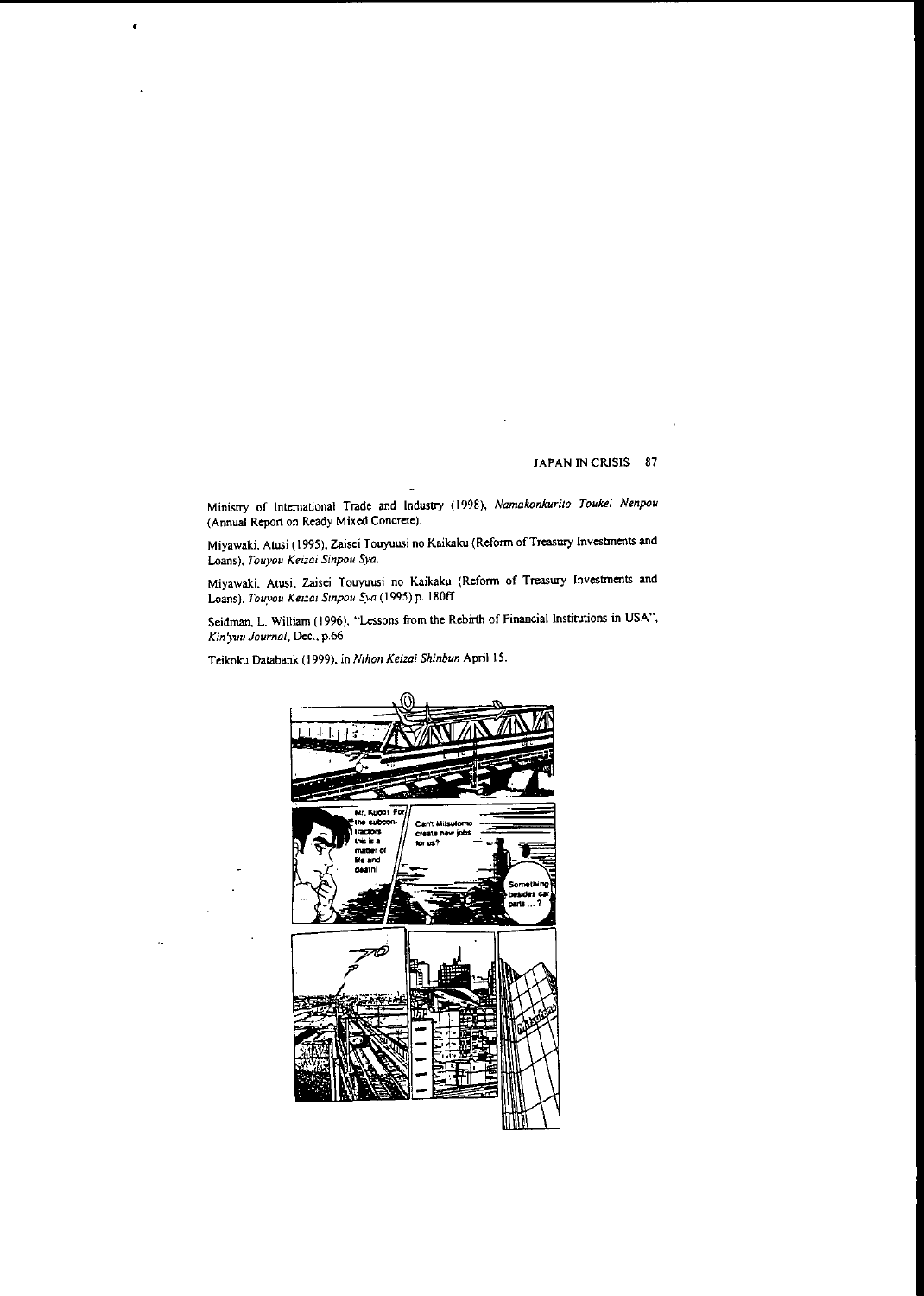Ministry of International Trade and Industry (1998), *Namakonkurito Toukei Nenpou* (Annual Report on Ready Mixed Concrete).

Miyawaki, Atusi (1995), Zaisei Touyuusi no Kaikaku (Reform of Treasury Investments and Loans), *Touyou Keizai Sinpou Sya*.

Miyawaki, Atusi, Zaisei Touyuusi no Kaikaku (Reform of Treasury Investments and Loans), *Touyou Keizai Sinpou Sya* (1995) p. 180ff

Seidman, L. William (1996), "Lessons from the Rebirth of Financial Institutions in USA", *Kin'yuu Journal*, Dec., p.66.

Teikoku Databank (1999), in *Nihon Keizai Shinbun* April 15.